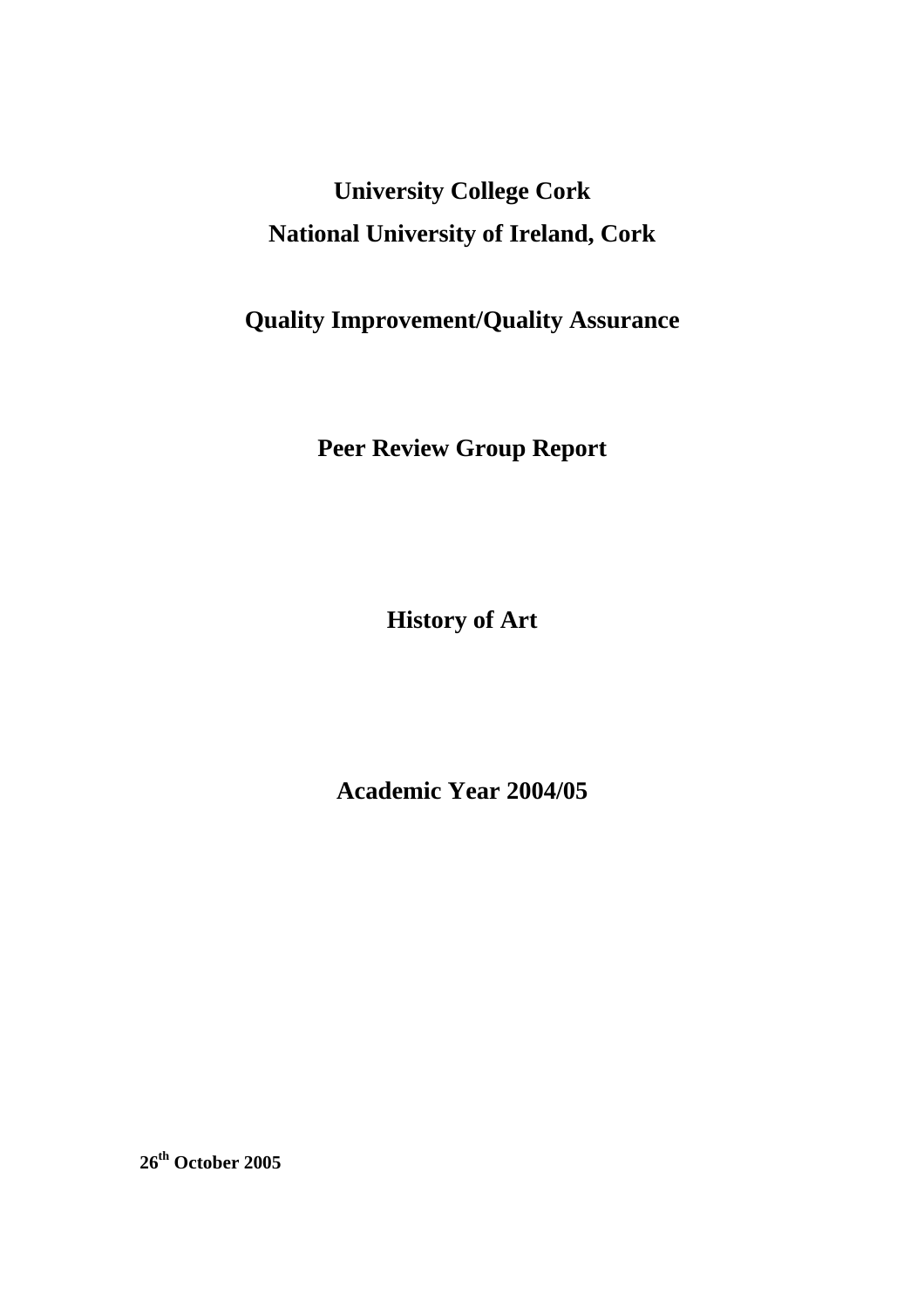# University College Cork

# National University of Ireland, Cork

## Quality Improvement/Quality Assurance

## Peer Review Group Report

## History of Art

## Academic Year 2004/05

**26th October 2005**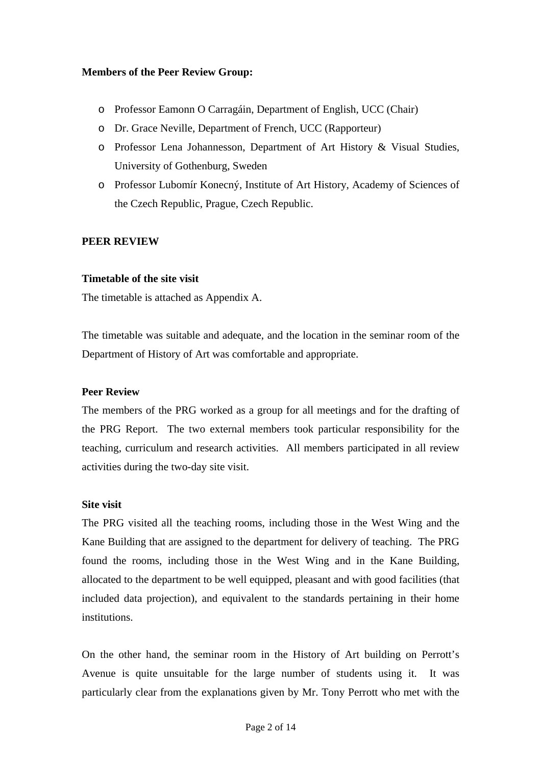**Members of the Peer Review Group:**

- Professor Eamonn O Carragáin, Department of English, UCC (Chair)
- Dr. Grace Neville, Department of French, UCC (Rapporteur)
- Professor Lena Johannesson, Department of Art History & Visual Studies, University of Gothenburg, Sweden
- Professor Lubomír Konecný, Institute of Art History, Academy of Sciences of the Czech Republic, Prague, Czech Republic.

**PEER REVIEW**

**Timetable of the site visit**

The timetable is attached as Appendix A.

The timetable was suitable and adequate, and the location in the seminar room of the Department of History of Art was comfortable and appropriate.

**Peer Review**

The members of the PRG worked as a group for all meetings and for the drafting of the PRG Report. The two external members took particular responsibility for the teaching, curriculum and research activities. All members participated in all review activities during the two-day site visit.

**Site visit**

The PRG visited all the teaching rooms, including those in the West Wing and the Kane Building that are assigned to the department for delivery of teaching. The PRG found the rooms, including those in the West Wing and in the Kane Building, allocated to the department to be well equipped, pleasant and with good facilities (that included data projection), and equivalent to the standards pertaining in their home institutions.

On the other hand, the seminar room in the History of Art building on Perrott's Avenue is quite unsuitable for the large number of students using it. It was particularly clear from the explanations given by Mr. Tony Perrott who met with the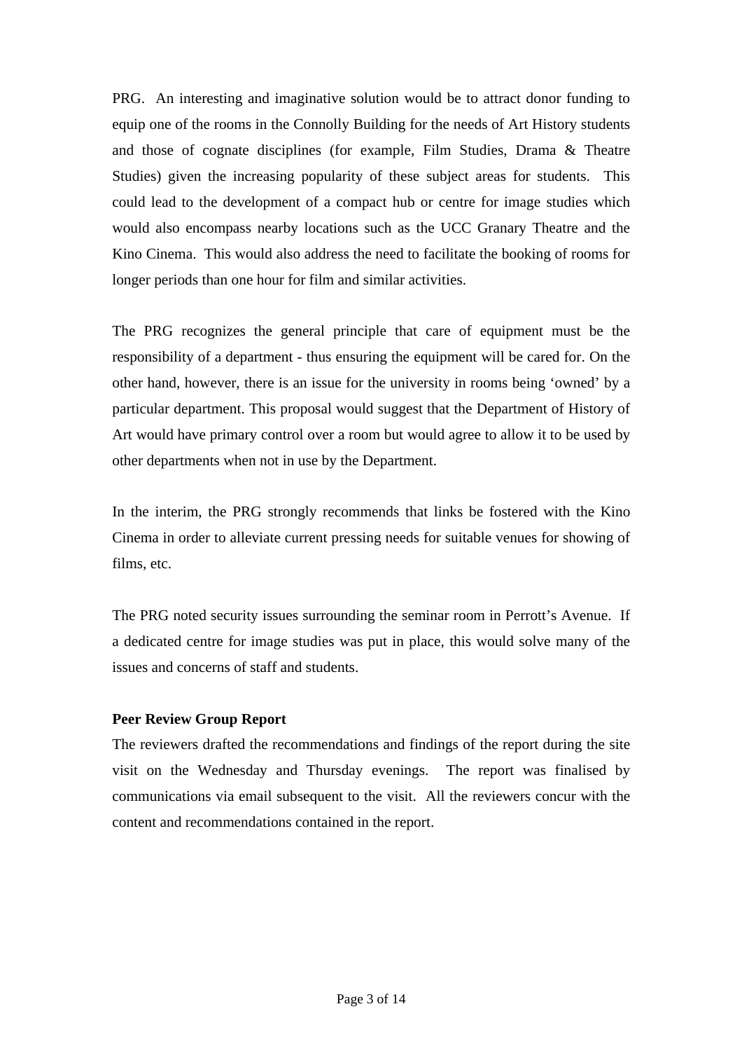PRG. An interesting and imaginative solution would be to attract donor funding to equip one of the rooms in the Connolly Building for the needs of Art History students and those of cognate disciplines (for example, Film Studies, Drama & Theatre Studies) given the increasing popularity of these subject areas for students. This could lead to the development of a compact hub or centre for image studies which would also encompass nearby locations such as the UCC Granary Theatre and the Kino Cinema. This would also address the need to facilitate the booking of rooms for longer periods than one hour for film and similar activities.

The PRG recognizes the general principle that care of equipment must be the responsibility of a department - thus ensuring the equipment will be cared for. On the other hand, however, there is an issue for the university in rooms being 'owned' by a particular department. This proposal would suggest that the Department of History of Art would have primary control over a room but would agree to allow it to be used by other departments when not in use by the Department.

In the interim, the PRG strongly recommends that links be fostered with the Kino Cinema in order to alleviate current pressing needs for suitable venues for showing of films, etc.

The PRG noted security issues surrounding the seminar room in Perrott's Avenue. If a dedicated centre for image studies was put in place, this would solve many of the issues and concerns of staff and students.

**Peer Review Group Report**

The reviewers drafted the recommendations and findings of the report during the site visit on the Wednesday and Thursday evenings. The report was finalised by communications via email subsequent to the visit. All the reviewers concur with the content and recommendations contained in the report.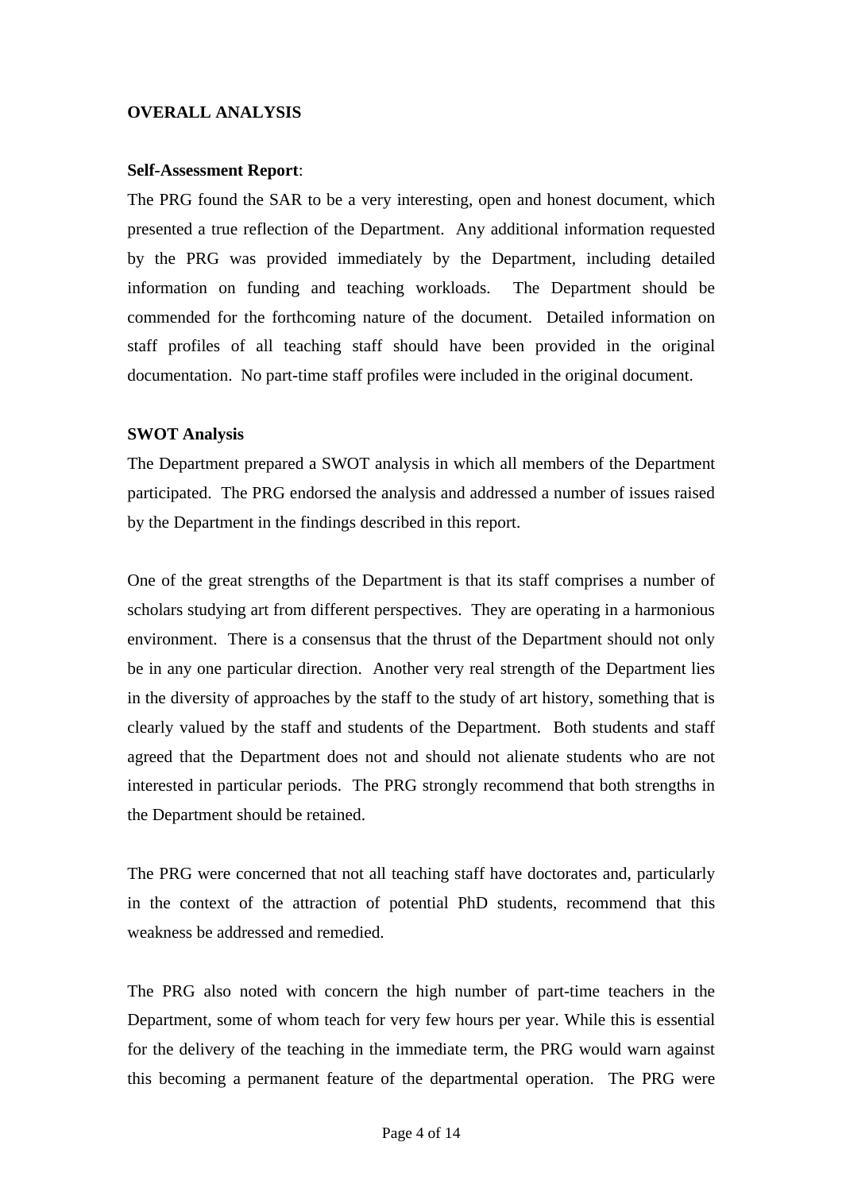## OVERALL ANALYSIS

**Self-Assessment Report**:

The PRG found the SAR to be a very interesting, open and honest document, which presented a true reflection of the Department. Any additional information requested by the PRG was provided immediately by the Department, including detailed information on funding and teaching workloads. The Department should be commended for the forthcoming nature of the document. Detailed information on staff profiles of all teaching staff should have been provided in the original documentation. No part-time staff profiles were included in the original document.

**SWOT Analysis**

The Department prepared a SWOT analysis in which all members of the Department participated. The PRG endorsed the analysis and addressed a number of issues raised by the Department in the findings described in this report.

One of the great strengths of the Department is that its staff comprises a number of scholars studying art from different perspectives. They are operating in a harmonious environment. There is a consensus that the thrust of the Department should not only be in any one particular direction. Another very real strength of the Department lies in the diversity of approaches by the staff to the study of art history, something that is clearly valued by the staff and students of the Department. Both students and staff agreed that the Department does not and should not alienate students who are not interested in particular periods. The PRG strongly recommend that both strengths in the Department should be retained.

The PRG were concerned that not all teaching staff have doctorates and, particularly in the context of the attraction of potential PhD students, recommend that this weakness be addressed and remedied.

The PRG also noted with concern the high number of part-time teachers in the Department, some of whom teach for very few hours per year. While this is essential for the delivery of the teaching in the immediate term, the PRG would warn against this becoming a permanent feature of the departmental operation. The PRG were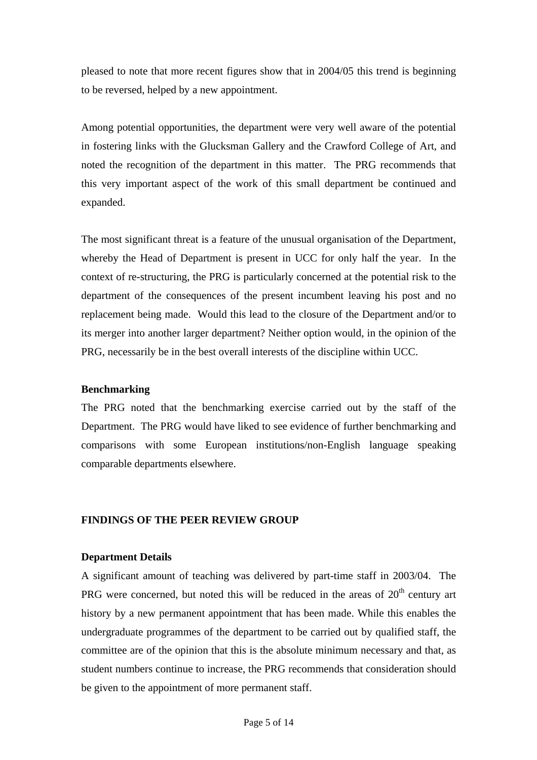pleased to note that more recent figures show that in 2004/05 this trend is beginning to be reversed, helped by a new appointment.

Among potential opportunities, the department were very well aware of the potential in fostering links with the Glucksman Gallery and the Crawford College of Art, and noted the recognition of the department in this matter. The PRG recommends that this very important aspect of the work of this small department be continued and expanded.

The most significant threat is a feature of the unusual organisation of the Department, whereby the Head of Department is present in UCC for only half the year. In the context of re-structuring, the PRG is particularly concerned at the potential risk to the department of the consequences of the present incumbent leaving his post and no replacement being made. Would this lead to the closure of the Department and/or to its merger into another larger department? Neither option would, in the opinion of the PRG, necessarily be in the best overall interests of the discipline within UCC.

**Benchmarking**

The PRG noted that the benchmarking exercise carried out by the staff of the Department. The PRG would have liked to see evidence of further benchmarking and comparisons with some European institutions/non-English language speaking comparable departments elsewhere.

## FINDINGS OF THE PEER REVIEW GROUP

**Department Details**

A significant amount of teaching was delivered by part-time staff in 2003/04. The PRG were concerned, but noted this will be reduced in the areas of 20th century art history by a new permanent appointment that has been made. While this enables the undergraduate programmes of the department to be carried out by qualified staff, the committee are of the opinion that this is the absolute minimum necessary and that, as student numbers continue to increase, the PRG recommends that consideration should be given to the appointment of more permanent staff.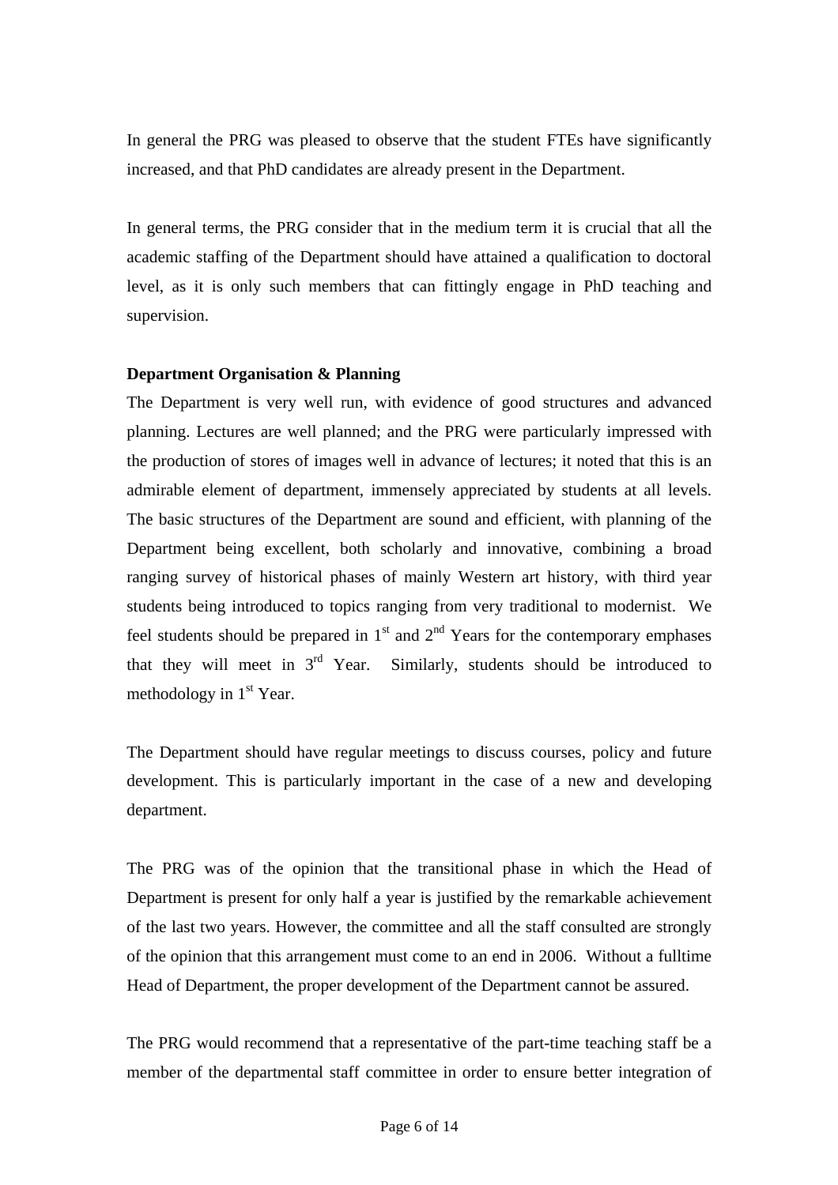In general the PRG was pleased to observe that the student FTEs have significantly increased, and that PhD candidates are already present in the Department.

In general terms, the PRG consider that in the medium term it is crucial that all the academic staffing of the Department should have attained a qualification to doctoral level, as it is only such members that can fittingly engage in PhD teaching and supervision.

**Department Organisation & Planning**

The Department is very well run, with evidence of good structures and advanced planning. Lectures are well planned; and the PRG were particularly impressed with the production of stores of images well in advance of lectures; it noted that this is an admirable element of department, immensely appreciated by students at all levels. The basic structures of the Department are sound and efficient, with planning of the Department being excellent, both scholarly and innovative, combining a broad ranging survey of historical phases of mainly Western art history, with third year students being introduced to topics ranging from very traditional to modernist. We feel students should be prepared in 1st and 2nd Years for the contemporary emphases that they will meet in 3rd Year. Similarly, students should be introduced to methodology in 1st Year.

The Department should have regular meetings to discuss courses, policy and future development. This is particularly important in the case of a new and developing department.

The PRG was of the opinion that the transitional phase in which the Head of Department is present for only half a year is justified by the remarkable achievement of the last two years. However, the committee and all the staff consulted are strongly of the opinion that this arrangement must come to an end in 2006. Without a fulltime Head of Department, the proper development of the Department cannot be assured.

The PRG would recommend that a representative of the part-time teaching staff be a member of the departmental staff committee in order to ensure better integration of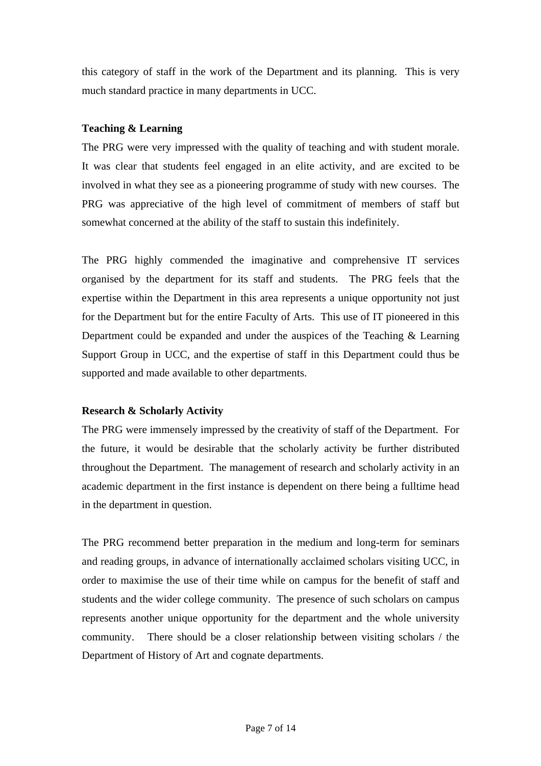this category of staff in the work of the Department and its planning. This is very much standard practice in many departments in UCC.

**Teaching & Learning**

The PRG were very impressed with the quality of teaching and with student morale. It was clear that students feel engaged in an elite activity, and are excited to be involved in what they see as a pioneering programme of study with new courses. The PRG was appreciative of the high level of commitment of members of staff but somewhat concerned at the ability of the staff to sustain this indefinitely.

The PRG highly commended the imaginative and comprehensive IT services organised by the department for its staff and students. The PRG feels that the expertise within the Department in this area represents a unique opportunity not just for the Department but for the entire Faculty of Arts. This use of IT pioneered in this Department could be expanded and under the auspices of the Teaching & Learning Support Group in UCC, and the expertise of staff in this Department could thus be supported and made available to other departments.

**Research & Scholarly Activity**

The PRG were immensely impressed by the creativity of staff of the Department. For the future, it would be desirable that the scholarly activity be further distributed throughout the Department. The management of research and scholarly activity in an academic department in the first instance is dependent on there being a fulltime head in the department in question.

The PRG recommend better preparation in the medium and long-term for seminars and reading groups, in advance of internationally acclaimed scholars visiting UCC, in order to maximise the use of their time while on campus for the benefit of staff and students and the wider college community. The presence of such scholars on campus represents another unique opportunity for the department and the whole university community. There should be a closer relationship between visiting scholars / the Department of History of Art and cognate departments.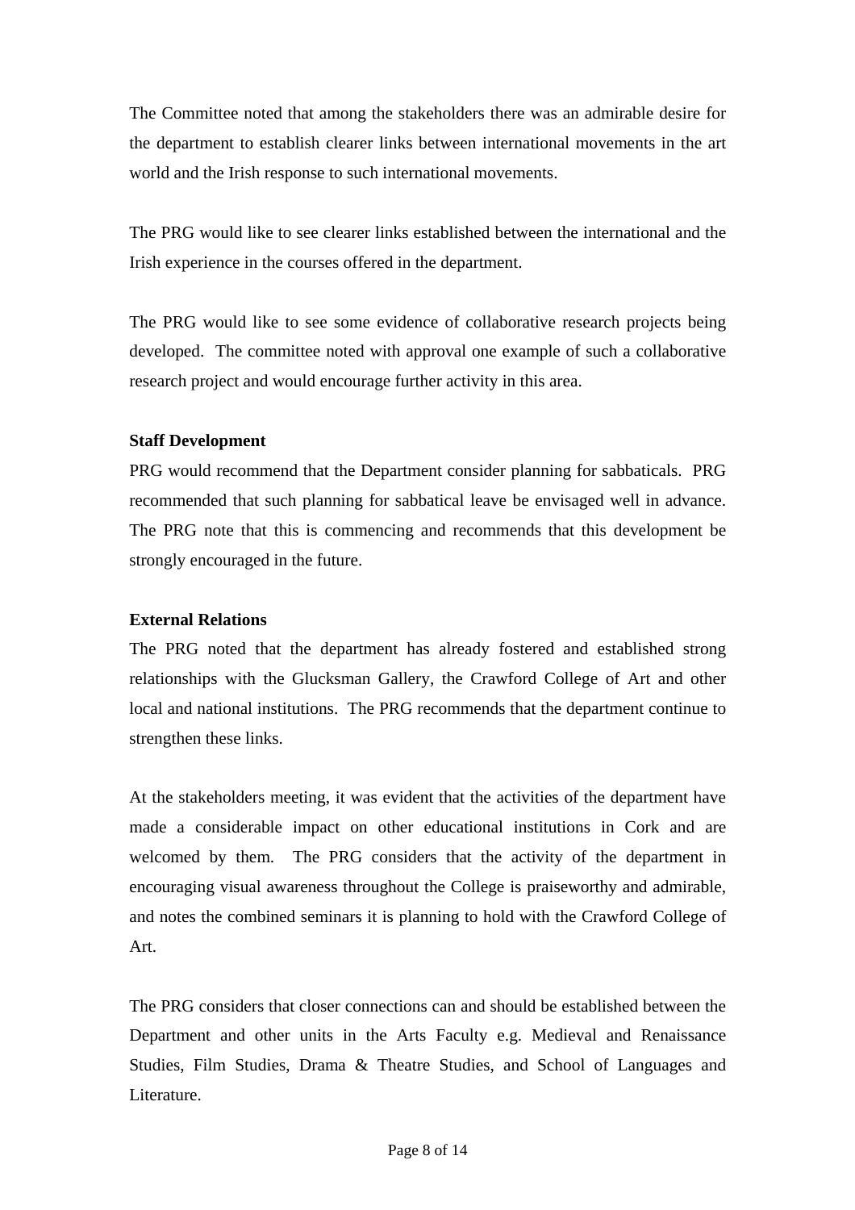The Committee noted that among the stakeholders there was an admirable desire for the department to establish clearer links between international movements in the art world and the Irish response to such international movements.

The PRG would like to see clearer links established between the international and the Irish experience in the courses offered in the department.

The PRG would like to see some evidence of collaborative research projects being developed. The committee noted with approval one example of such a collaborative research project and would encourage further activity in this area.

**Staff Development**

PRG would recommend that the Department consider planning for sabbaticals. PRG recommended that such planning for sabbatical leave be envisaged well in advance. The PRG note that this is commencing and recommends that this development be strongly encouraged in the future.

**External Relations**

The PRG noted that the department has already fostered and established strong relationships with the Glucksman Gallery, the Crawford College of Art and other local and national institutions. The PRG recommends that the department continue to strengthen these links.

At the stakeholders meeting, it was evident that the activities of the department have made a considerable impact on other educational institutions in Cork and are welcomed by them. The PRG considers that the activity of the department in encouraging visual awareness throughout the College is praiseworthy and admirable, and notes the combined seminars it is planning to hold with the Crawford College of Art.

The PRG considers that closer connections can and should be established between the Department and other units in the Arts Faculty e.g. Medieval and Renaissance Studies, Film Studies, Drama & Theatre Studies, and School of Languages and Literature.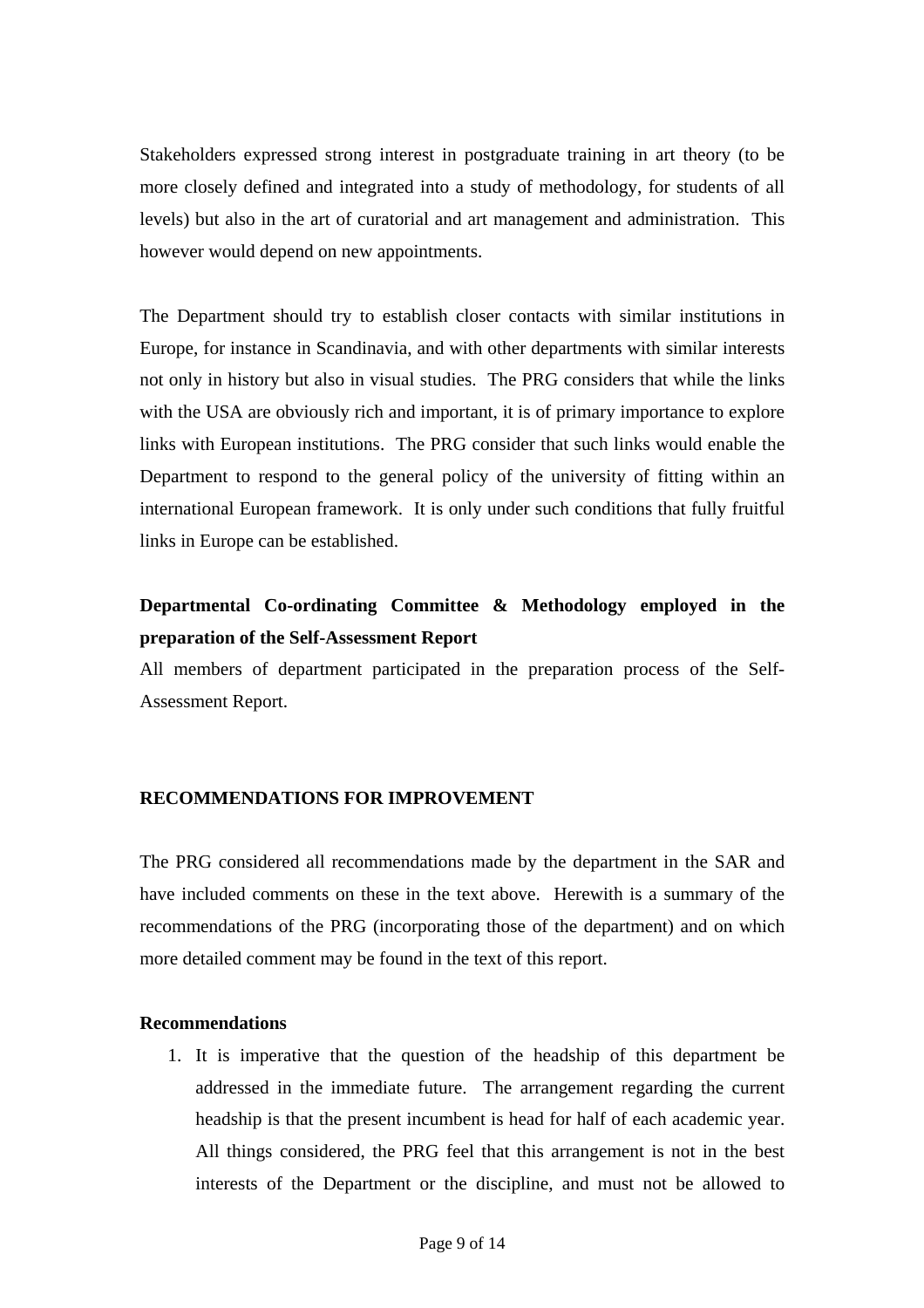Stakeholders expressed strong interest in postgraduate training in art theory (to be more closely defined and integrated into a study of methodology, for students of all levels) but also in the art of curatorial and art management and administration. This however would depend on new appointments.

The Department should try to establish closer contacts with similar institutions in Europe, for instance in Scandinavia, and with other departments with similar interests not only in history but also in visual studies. The PRG considers that while the links with the USA are obviously rich and important, it is of primary importance to explore links with European institutions. The PRG consider that such links would enable the Department to respond to the general policy of the university of fitting within an international European framework. It is only under such conditions that fully fruitful links in Europe can be established.

**Departmental Co-ordinating Committee & Methodology employed in the preparation of the Self-Assessment Report**

All members of department participated in the preparation process of the Self-Assessment Report.

## RECOMMENDATIONS FOR IMPROVEMENT

The PRG considered all recommendations made by the department in the SAR and have included comments on these in the text above. Herewith is a summary of the recommendations of the PRG (incorporating those of the department) and on which more detailed comment may be found in the text of this report.

**Recommendations**

1. It is imperative that the question of the headship of this department be addressed in the immediate future. The arrangement regarding the current headship is that the present incumbent is head for half of each academic year. All things considered, the PRG feel that this arrangement is not in the best interests of the Department or the discipline, and must not be allowed to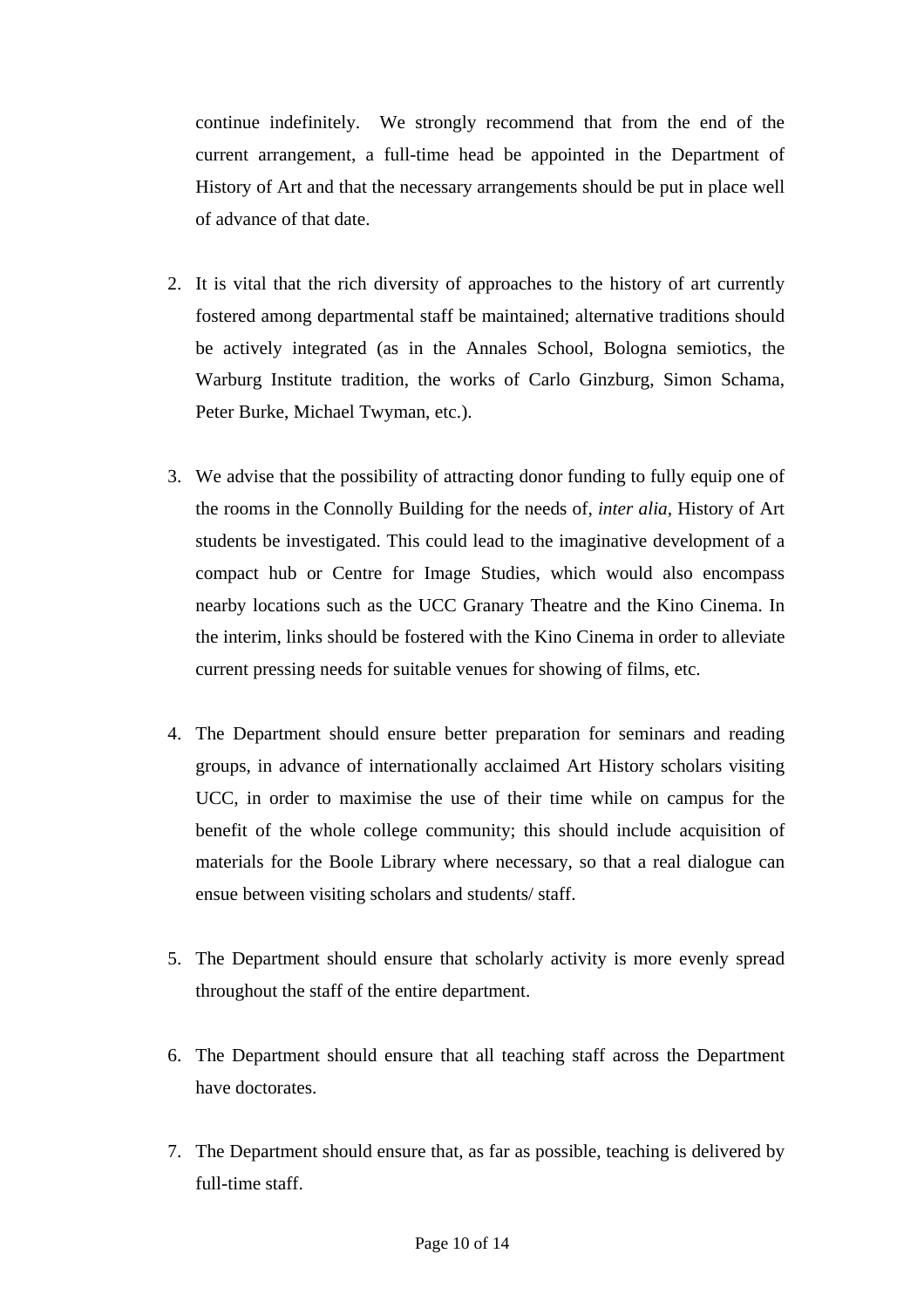continue indefinitely. We strongly recommend that from the end of the current arrangement, a full-time head be appointed in the Department of History of Art and that the necessary arrangements should be put in place well of advance of that date.

2. It is vital that the rich diversity of approaches to the history of art currently fostered among departmental staff be maintained; alternative traditions should be actively integrated (as in the Annales School, Bologna semiotics, the Warburg Institute tradition, the works of Carlo Ginzburg, Simon Schama, Peter Burke, Michael Twyman, etc.).

3. We advise that the possibility of attracting donor funding to fully equip one of the rooms in the Connolly Building for the needs of, *inter alia*, History of Art students be investigated. This could lead to the imaginative development of a compact hub or Centre for Image Studies, which would also encompass nearby locations such as the UCC Granary Theatre and the Kino Cinema. In the interim, links should be fostered with the Kino Cinema in order to alleviate current pressing needs for suitable venues for showing of films, etc.

4. The Department should ensure better preparation for seminars and reading groups, in advance of internationally acclaimed Art History scholars visiting UCC, in order to maximise the use of their time while on campus for the benefit of the whole college community; this should include acquisition of materials for the Boole Library where necessary, so that a real dialogue can ensue between visiting scholars and students/ staff.

5. The Department should ensure that scholarly activity is more evenly spread throughout the staff of the entire department.

6. The Department should ensure that all teaching staff across the Department have doctorates.

7. The Department should ensure that, as far as possible, teaching is delivered by full-time staff.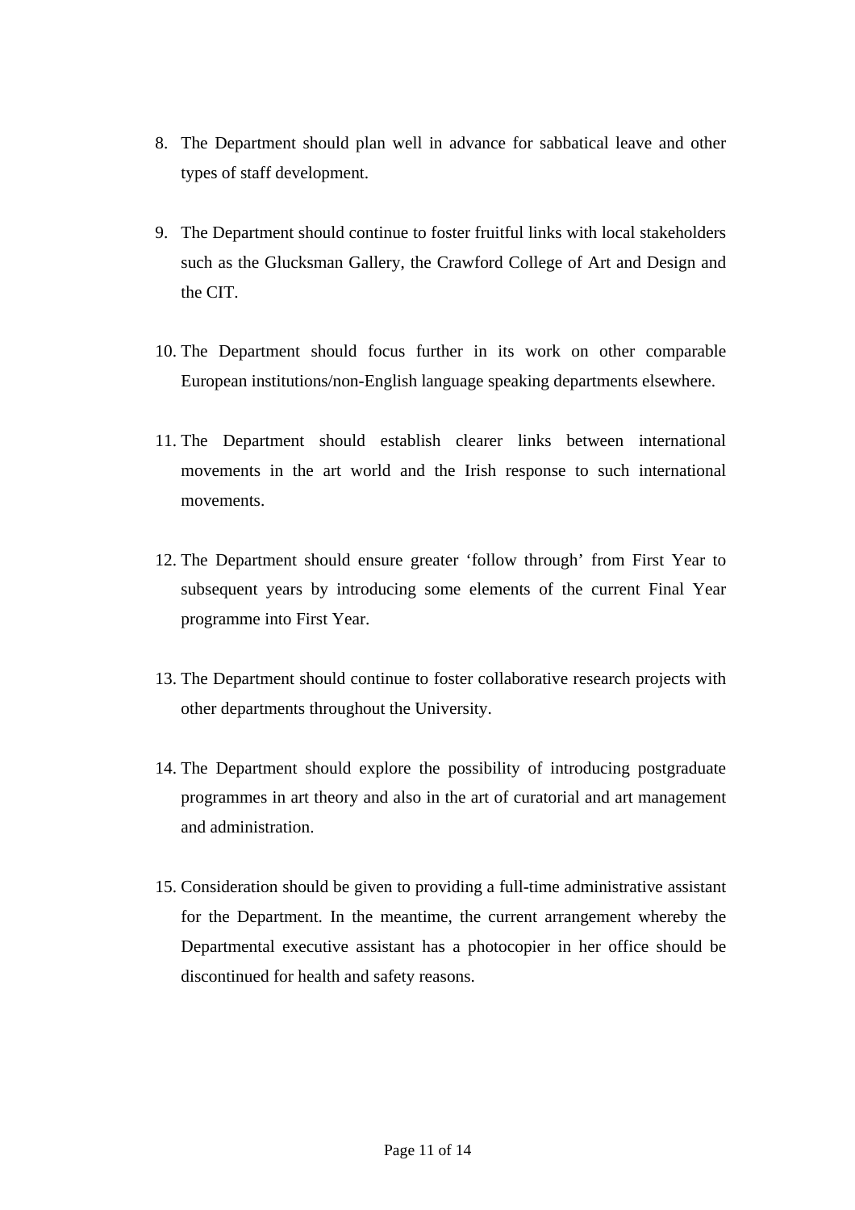8. The Department should plan well in advance for sabbatical leave and other types of staff development.

9. The Department should continue to foster fruitful links with local stakeholders such as the Glucksman Gallery, the Crawford College of Art and Design and the CIT.

10. The Department should focus further in its work on other comparable European institutions/non-English language speaking departments elsewhere.

11. The Department should establish clearer links between international movements in the art world and the Irish response to such international movements.

12. The Department should ensure greater 'follow through' from First Year to subsequent years by introducing some elements of the current Final Year programme into First Year.

13. The Department should continue to foster collaborative research projects with other departments throughout the University.

14. The Department should explore the possibility of introducing postgraduate programmes in art theory and also in the art of curatorial and art management and administration.

15. Consideration should be given to providing a full-time administrative assistant for the Department. In the meantime, the current arrangement whereby the Departmental executive assistant has a photocopier in her office should be discontinued for health and safety reasons.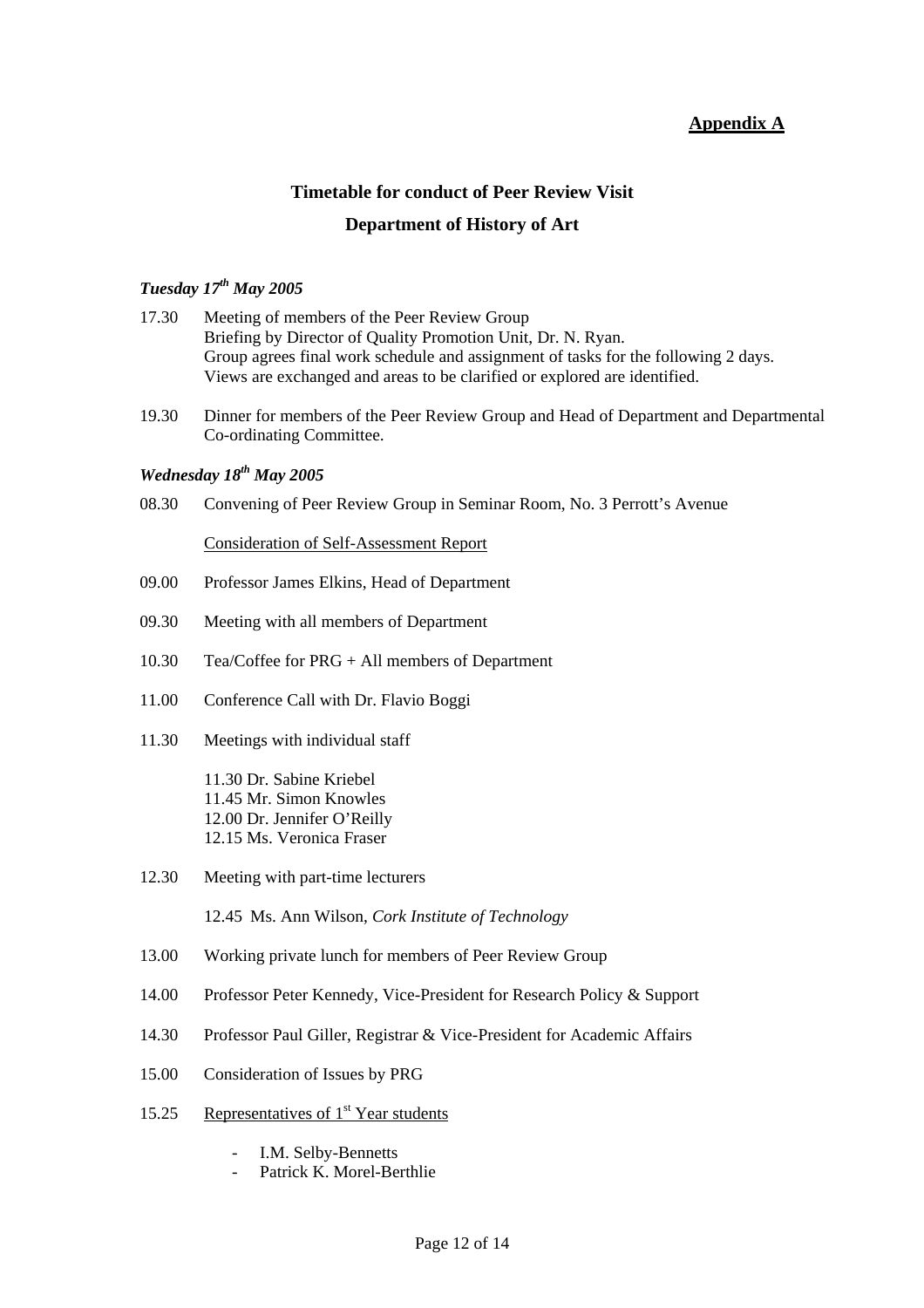**Appendix A**

## Timetable for conduct of Peer Review Visit

## Department of History of Art

### *Tuesday 17th May 2005*

17.30 Meeting of members of the Peer Review Group
Briefing by Director of Quality Promotion Unit, Dr. N. Ryan.
Group agrees final work schedule and assignment of tasks for the following 2 days.
Views are exchanged and areas to be clarified or explored are identified.

19.30 Dinner for members of the Peer Review Group and Head of Department and Departmental Co-ordinating Committee.

### *Wednesday 18th May 2005*

08.30 Convening of Peer Review Group in Seminar Room, No. 3 Perrott's Avenue

Consideration of Self-Assessment Report

09.00 Professor James Elkins, Head of Department

09.30 Meeting with all members of Department

10.30 Tea/Coffee for PRG + All members of Department

11.00 Conference Call with Dr. Flavio Boggi

11.30 Meetings with individual staff

11.30 Dr. Sabine Kriebel
11.45 Mr. Simon Knowles
12.00 Dr. Jennifer O'Reilly
12.15 Ms. Veronica Fraser

12.30 Meeting with part-time lecturers

12.45 Ms. Ann Wilson, *Cork Institute of Technology*

13.00 Working private lunch for members of Peer Review Group

14.00 Professor Peter Kennedy, Vice-President for Research Policy & Support

14.30 Professor Paul Giller, Registrar & Vice-President for Academic Affairs

15.00 Consideration of Issues by PRG

15.25 Representatives of 1st Year students

- I.M. Selby-Bennetts
- Patrick K. Morel-Berthlie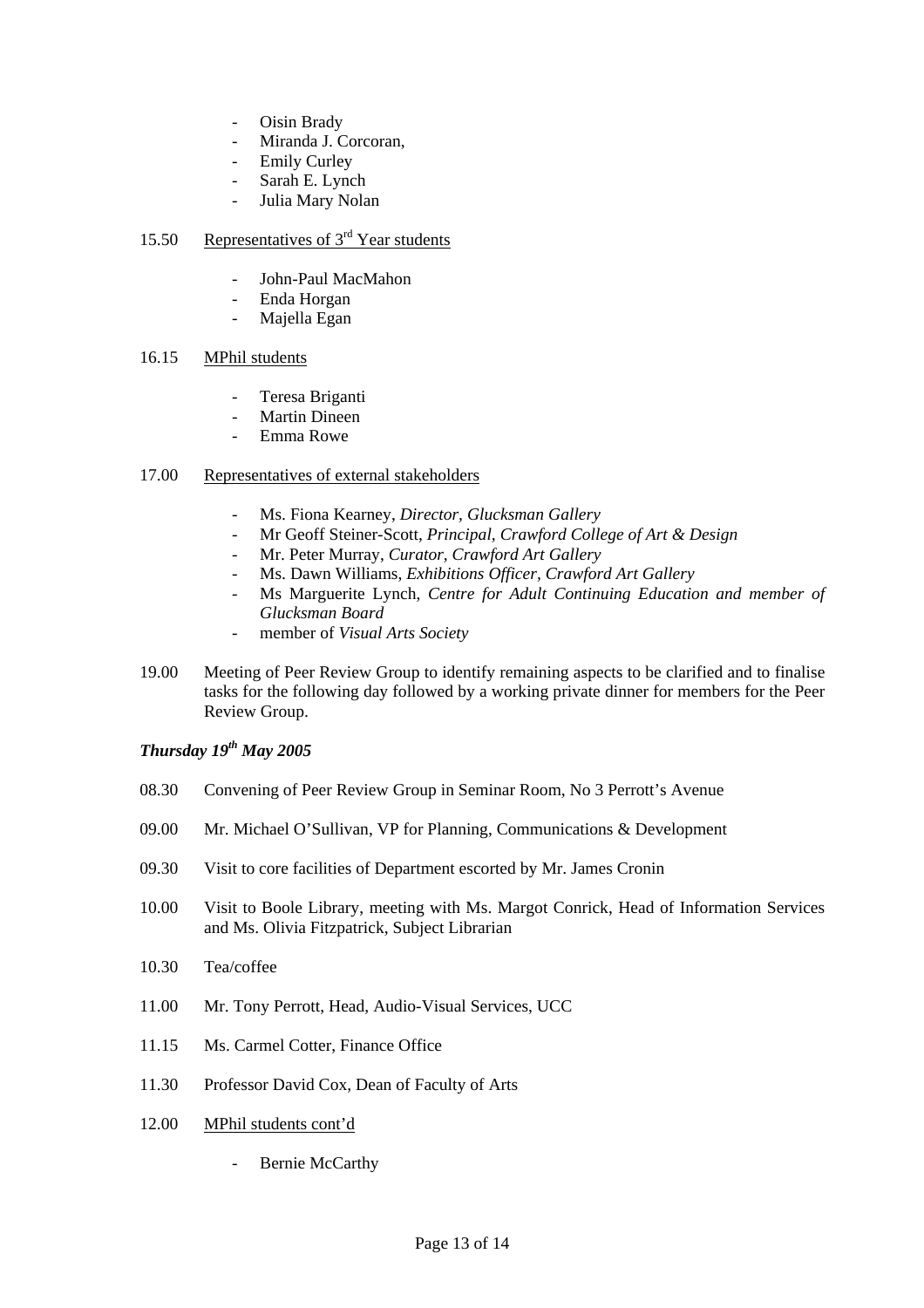- Oisin Brady
- Miranda J. Corcoran,
- Emily Curley
- Sarah E. Lynch
- Julia Mary Nolan

15.50 Representatives of 3rd Year students

- John-Paul MacMahon
- Enda Horgan
- Majella Egan

16.15 MPhil students

- Teresa Briganti
- Martin Dineen
- Emma Rowe

17.00 Representatives of external stakeholders

- Ms. Fiona Kearney, *Director, Glucksman Gallery*
- Mr Geoff Steiner-Scott, *Principal, Crawford College of Art & Design*
- Mr. Peter Murray, *Curator, Crawford Art Gallery*
- Ms. Dawn Williams, *Exhibitions Officer, Crawford Art Gallery*
- Ms Marguerite Lynch, *Centre for Adult Continuing Education and member of Glucksman Board*
- member of *Visual Arts Society*

19.00 Meeting of Peer Review Group to identify remaining aspects to be clarified and to finalise tasks for the following day followed by a working private dinner for members for the Peer Review Group.

***Thursday 19th May 2005***

08.30 Convening of Peer Review Group in Seminar Room, No 3 Perrott's Avenue

09.00 Mr. Michael O'Sullivan, VP for Planning, Communications & Development

09.30 Visit to core facilities of Department escorted by Mr. James Cronin

10.00 Visit to Boole Library, meeting with Ms. Margot Conrick, Head of Information Services and Ms. Olivia Fitzpatrick, Subject Librarian

10.30 Tea/coffee

11.00 Mr. Tony Perrott, Head, Audio-Visual Services, UCC

11.15 Ms. Carmel Cotter, Finance Office

11.30 Professor David Cox, Dean of Faculty of Arts

12.00 MPhil students cont'd

- Bernie McCarthy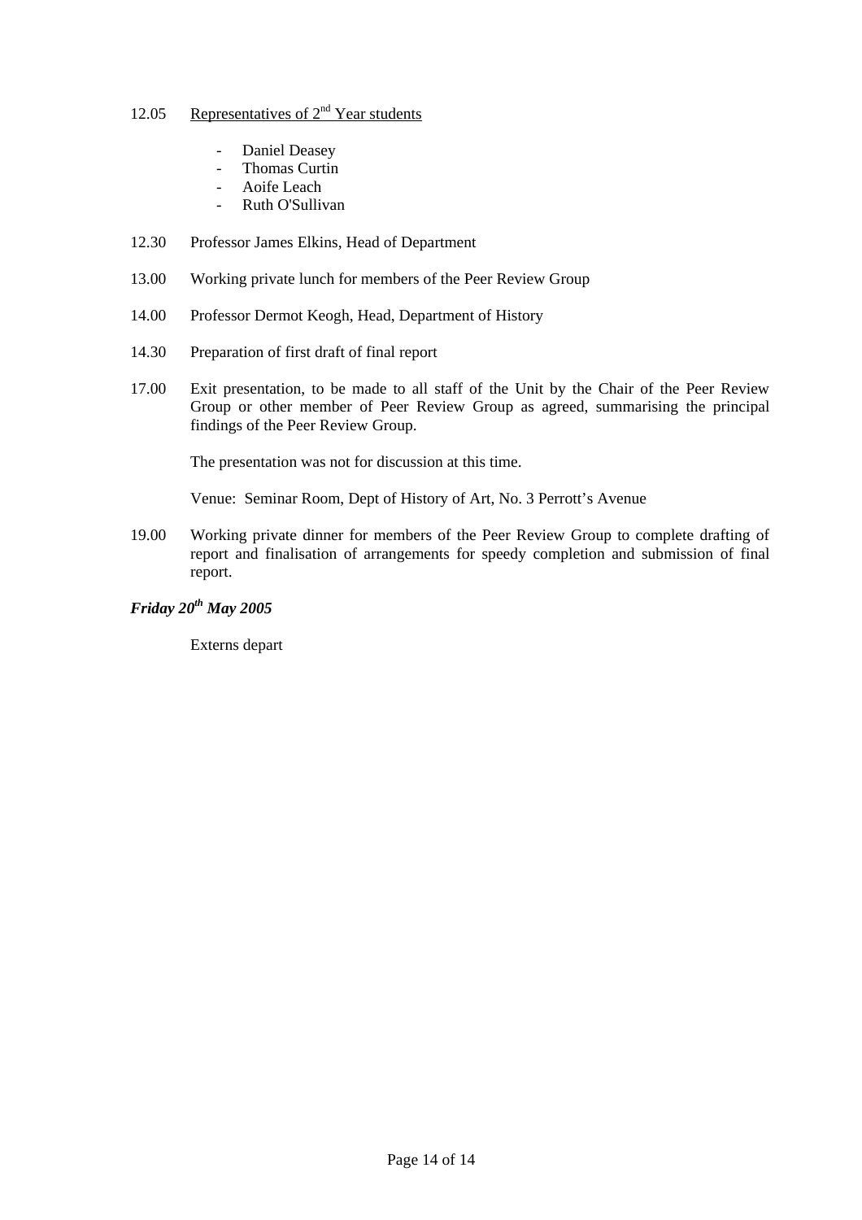12.05 Representatives of 2nd Year students

- Daniel Deasey
- Thomas Curtin
- Aoife Leach
- Ruth O'Sullivan

12.30 Professor James Elkins, Head of Department

13.00 Working private lunch for members of the Peer Review Group

14.00 Professor Dermot Keogh, Head, Department of History

14.30 Preparation of first draft of final report

17.00 Exit presentation, to be made to all staff of the Unit by the Chair of the Peer Review Group or other member of Peer Review Group as agreed, summarising the principal findings of the Peer Review Group.

The presentation was not for discussion at this time.

Venue: Seminar Room, Dept of History of Art, No. 3 Perrott's Avenue

19.00 Working private dinner for members of the Peer Review Group to complete drafting of report and finalisation of arrangements for speedy completion and submission of final report.

***Friday 20th May 2005***

Externs depart